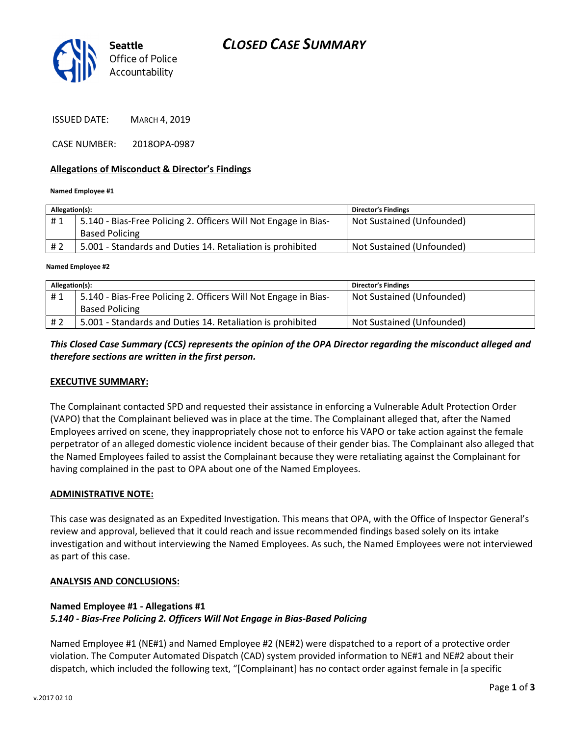# CLOSED CASE SUMMARY

Seattle Office of Police Accountability

ISSUED DATE: MARCH 4, 2019

CASE NUMBER: 2018OPA-0987

## Allegations of Misconduct & Director's Findings

**Named Employee #1**

| Allegation(s): | | Director's Findings |
|---|---|---|
| # 1 | 5.140 - Bias-Free Policing 2. Officers Will Not Engage in Bias-Based Policing | Not Sustained (Unfounded) |
| # 2 | 5.001 - Standards and Duties 14. Retaliation is prohibited | Not Sustained (Unfounded) |

**Named Employee #2**

| Allegation(s): | | Director's Findings |
|---|---|---|
| # 1 | 5.140 - Bias-Free Policing 2. Officers Will Not Engage in Bias-Based Policing | Not Sustained (Unfounded) |
| # 2 | 5.001 - Standards and Duties 14. Retaliation is prohibited | Not Sustained (Unfounded) |

***This Closed Case Summary (CCS) represents the opinion of the OPA Director regarding the misconduct alleged and therefore sections are written in the first person.***

## EXECUTIVE SUMMARY:

The Complainant contacted SPD and requested their assistance in enforcing a Vulnerable Adult Protection Order (VAPO) that the Complainant believed was in place at the time. The Complainant alleged that, after the Named Employees arrived on scene, they inappropriately chose not to enforce his VAPO or take action against the female perpetrator of an alleged domestic violence incident because of their gender bias. The Complainant also alleged that the Named Employees failed to assist the Complainant because they were retaliating against the Complainant for having complained in the past to OPA about one of the Named Employees.

## ADMINISTRATIVE NOTE:

This case was designated as an Expedited Investigation. This means that OPA, with the Office of Inspector General's review and approval, believed that it could reach and issue recommended findings based solely on its intake investigation and without interviewing the Named Employees. As such, the Named Employees were not interviewed as part of this case.

## ANALYSIS AND CONCLUSIONS:

**Named Employee #1 - Allegations #1**
***5.140 - Bias-Free Policing 2. Officers Will Not Engage in Bias-Based Policing***

Named Employee #1 (NE#1) and Named Employee #2 (NE#2) were dispatched to a report of a protective order violation. The Computer Automated Dispatch (CAD) system provided information to NE#1 and NE#2 about their dispatch, which included the following text, "[Complainant] has no contact order against female in [a specific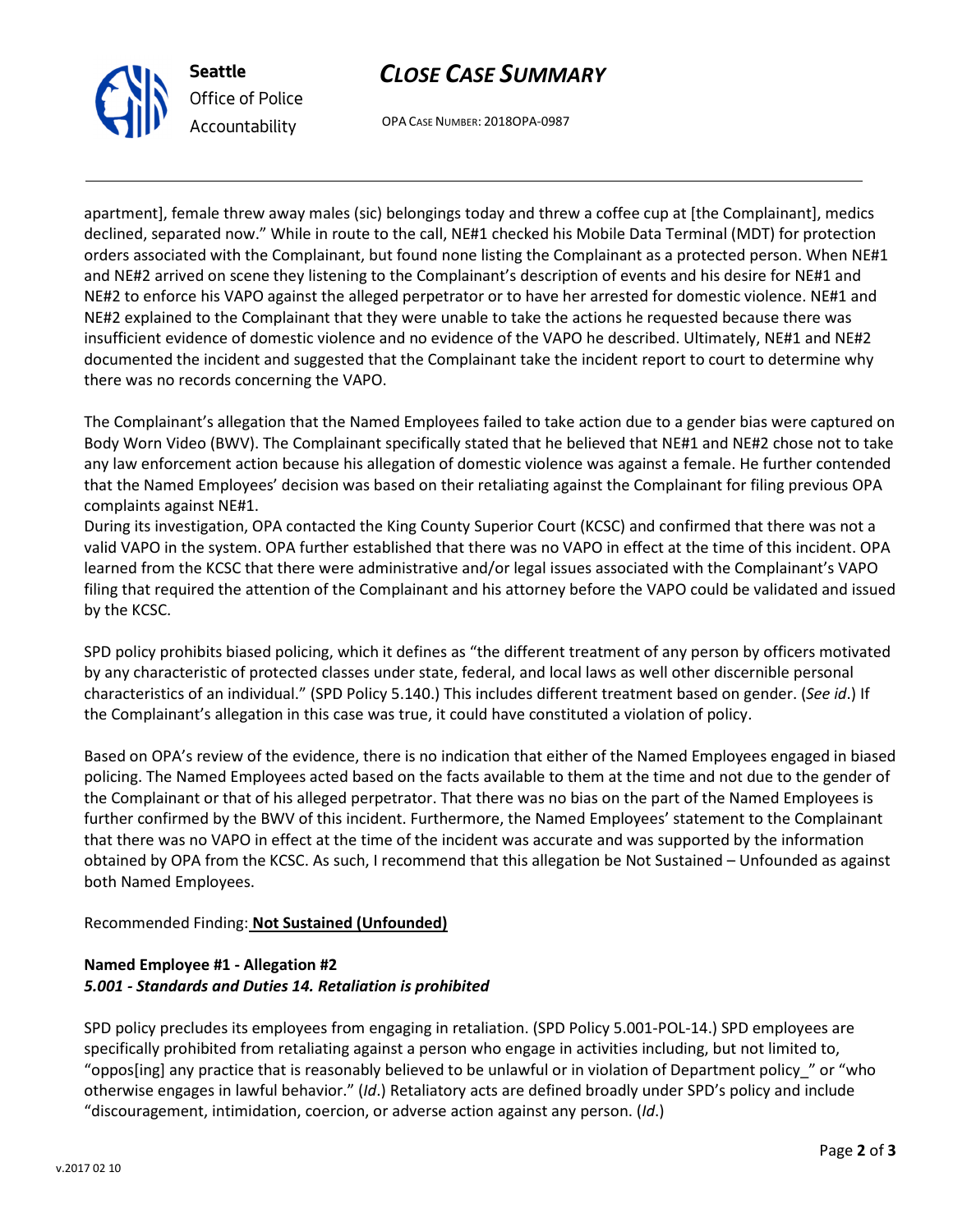apartment], female threw away males (sic) belongings today and threw a coffee cup at [the Complainant], medics declined, separated now." While in route to the call, NE#1 checked his Mobile Data Terminal (MDT) for protection orders associated with the Complainant, but found none listing the Complainant as a protected person. When NE#1 and NE#2 arrived on scene they listening to the Complainant's description of events and his desire for NE#1 and NE#2 to enforce his VAPO against the alleged perpetrator or to have her arrested for domestic violence. NE#1 and NE#2 explained to the Complainant that they were unable to take the actions he requested because there was insufficient evidence of domestic violence and no evidence of the VAPO he described. Ultimately, NE#1 and NE#2 documented the incident and suggested that the Complainant take the incident report to court to determine why there was no records concerning the VAPO.

The Complainant's allegation that the Named Employees failed to take action due to a gender bias were captured on Body Worn Video (BWV). The Complainant specifically stated that he believed that NE#1 and NE#2 chose not to take any law enforcement action because his allegation of domestic violence was against a female. He further contended that the Named Employees' decision was based on their retaliating against the Complainant for filing previous OPA complaints against NE#1.

During its investigation, OPA contacted the King County Superior Court (KCSC) and confirmed that there was not a valid VAPO in the system. OPA further established that there was no VAPO in effect at the time of this incident. OPA learned from the KCSC that there were administrative and/or legal issues associated with the Complainant's VAPO filing that required the attention of the Complainant and his attorney before the VAPO could be validated and issued by the KCSC.

SPD policy prohibits biased policing, which it defines as "the different treatment of any person by officers motivated by any characteristic of protected classes under state, federal, and local laws as well other discernible personal characteristics of an individual." (SPD Policy 5.140.) This includes different treatment based on gender. (*See id*.) If the Complainant's allegation in this case was true, it could have constituted a violation of policy.

Based on OPA's review of the evidence, there is no indication that either of the Named Employees engaged in biased policing. The Named Employees acted based on the facts available to them at the time and not due to the gender of the Complainant or that of his alleged perpetrator. That there was no bias on the part of the Named Employees is further confirmed by the BWV of this incident. Furthermore, the Named Employees' statement to the Complainant that there was no VAPO in effect at the time of the incident was accurate and was supported by the information obtained by OPA from the KCSC. As such, I recommend that this allegation be Not Sustained – Unfounded as against both Named Employees.

Recommended Finding: **Not Sustained (Unfounded)**

**Named Employee #1 - Allegation #2**
***5.001 - Standards and Duties 14. Retaliation is prohibited***

SPD policy precludes its employees from engaging in retaliation. (SPD Policy 5.001-POL-14.) SPD employees are specifically prohibited from retaliating against a person who engage in activities including, but not limited to, "oppos[ing] any practice that is reasonably believed to be unlawful or in violation of Department policy_" or "who otherwise engages in lawful behavior." (*Id*.) Retaliatory acts are defined broadly under SPD's policy and include "discouragement, intimidation, coercion, or adverse action against any person. (*Id*.)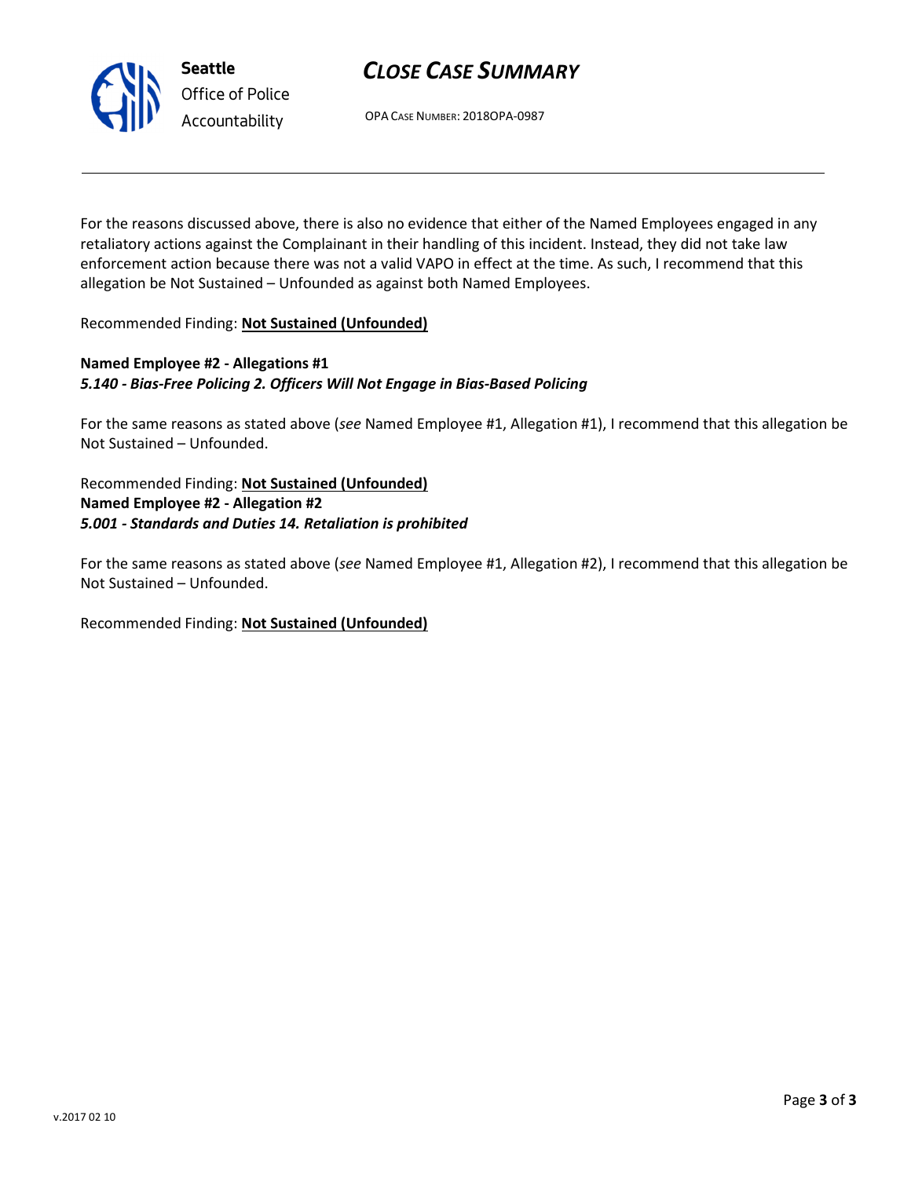For the reasons discussed above, there is also no evidence that either of the Named Employees engaged in any retaliatory actions against the Complainant in their handling of this incident. Instead, they did not take law enforcement action because there was not a valid VAPO in effect at the time. As such, I recommend that this allegation be Not Sustained – Unfounded as against both Named Employees.

Recommended Finding: **Not Sustained (Unfounded)**

**Named Employee #2 - Allegations #1**
***5.140 - Bias-Free Policing 2. Officers Will Not Engage in Bias-Based Policing***

For the same reasons as stated above (*see* Named Employee #1, Allegation #1), I recommend that this allegation be Not Sustained – Unfounded.

Recommended Finding: **Not Sustained (Unfounded)**

**Named Employee #2 - Allegation #2**
***5.001 - Standards and Duties 14. Retaliation is prohibited***

For the same reasons as stated above (*see* Named Employee #1, Allegation #2), I recommend that this allegation be Not Sustained – Unfounded.

Recommended Finding: **Not Sustained (Unfounded)**